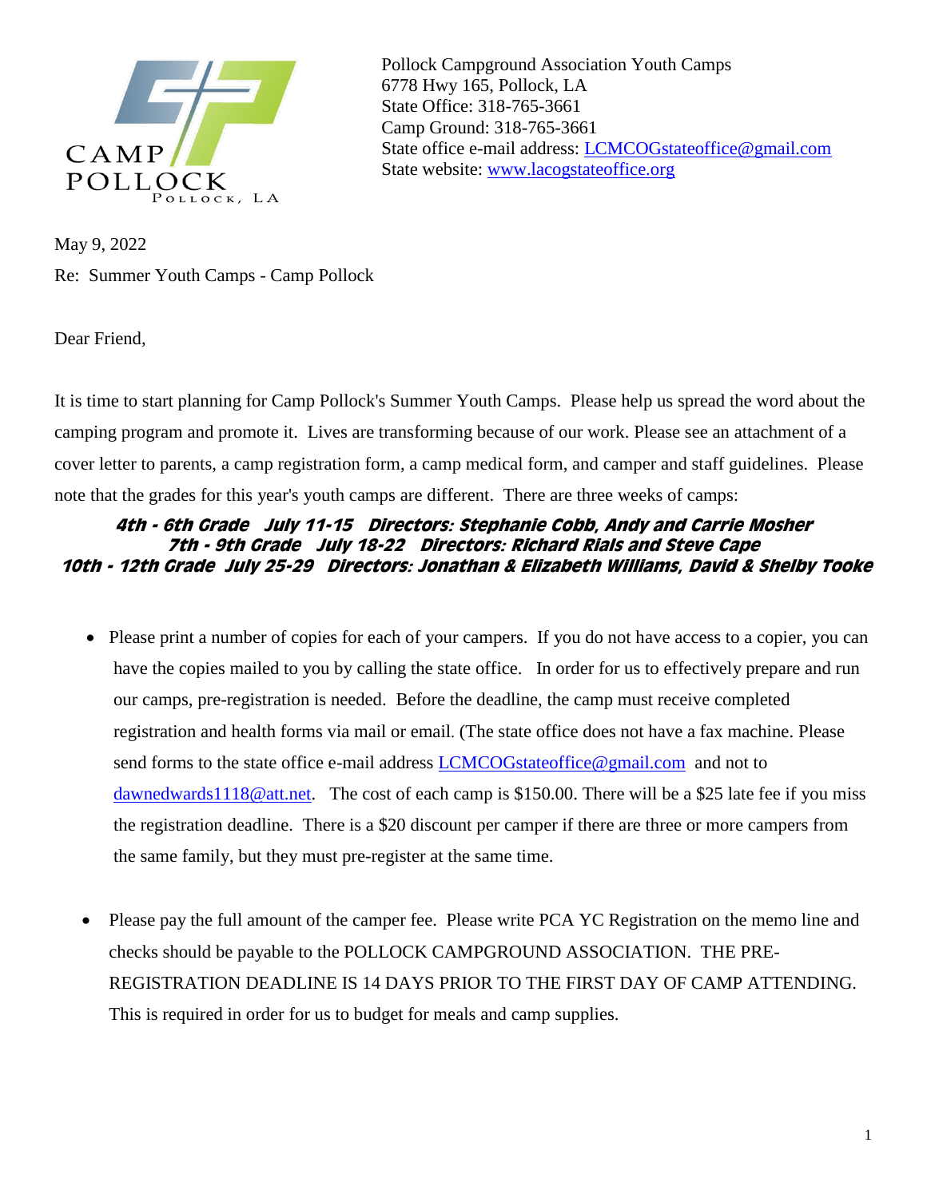Pollock Campground Association Youth Camps
6778 Hwy 165, Pollock, LA
State Office: 318-765-3661
Camp Ground: 318-765-3661
State office e-mail address: LCMCOGstateoffice@gmail.com
State website: www.lacogstateoffice.org

May 9, 2022

Re: Summer Youth Camps - Camp Pollock

Dear Friend,

It is time to start planning for Camp Pollock's Summer Youth Camps. Please help us spread the word about the camping program and promote it. Lives are transforming because of our work. Please see an attachment of a cover letter to parents, a camp registration form, a camp medical form, and camper and staff guidelines. Please note that the grades for this year's youth camps are different. There are three weeks of camps:

***4th - 6th Grade July 11-15 Directors: Stephanie Cobb, Andy and Carrie Mosher***
***7th - 9th Grade July 18-22 Directors: Richard Rials and Steve Cape***
***10th - 12th Grade July 25-29 Directors: Jonathan & Elizabeth Williams, David & Shelby Tooke***

- Please print a number of copies for each of your campers. If you do not have access to a copier, you can have the copies mailed to you by calling the state office. In order for us to effectively prepare and run our camps, pre-registration is needed. Before the deadline, the camp must receive completed registration and health forms via mail or email. (The state office does not have a fax machine. Please send forms to the state office e-mail address LCMCOGstateoffice@gmail.com and not to dawnedwards1118@att.net. The cost of each camp is $150.00. There will be a $25 late fee if you miss the registration deadline. There is a $20 discount per camper if there are three or more campers from the same family, but they must pre-register at the same time.

- Please pay the full amount of the camper fee. Please write PCA YC Registration on the memo line and checks should be payable to the POLLOCK CAMPGROUND ASSOCIATION. THE PRE-REGISTRATION DEADLINE IS 14 DAYS PRIOR TO THE FIRST DAY OF CAMP ATTENDING. This is required in order for us to budget for meals and camp supplies.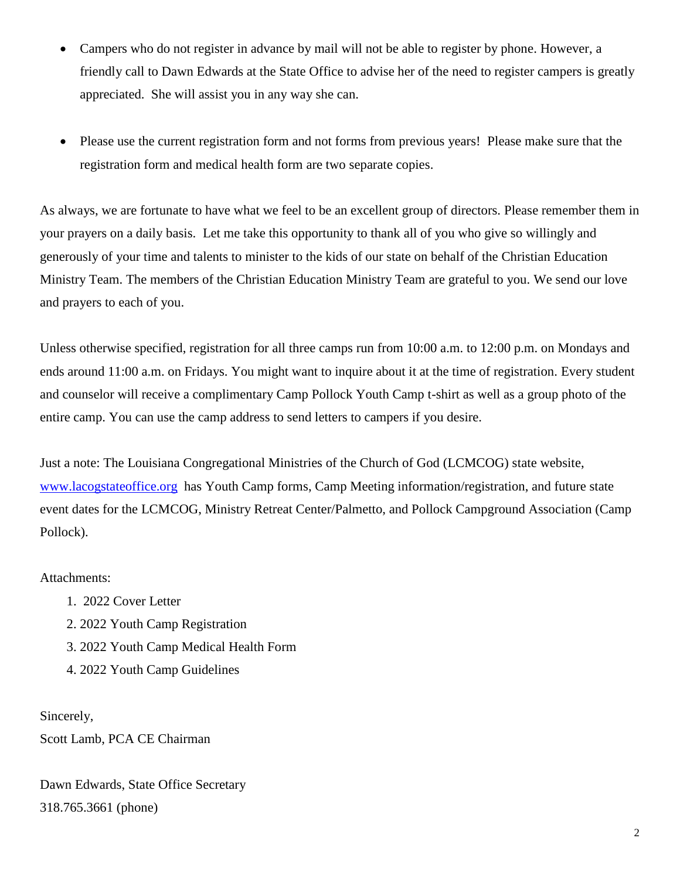- Campers who do not register in advance by mail will not be able to register by phone. However, a friendly call to Dawn Edwards at the State Office to advise her of the need to register campers is greatly appreciated. She will assist you in any way she can.

- Please use the current registration form and not forms from previous years! Please make sure that the registration form and medical health form are two separate copies.

As always, we are fortunate to have what we feel to be an excellent group of directors. Please remember them in your prayers on a daily basis. Let me take this opportunity to thank all of you who give so willingly and generously of your time and talents to minister to the kids of our state on behalf of the Christian Education Ministry Team. The members of the Christian Education Ministry Team are grateful to you. We send our love and prayers to each of you.

Unless otherwise specified, registration for all three camps run from 10:00 a.m. to 12:00 p.m. on Mondays and ends around 11:00 a.m. on Fridays. You might want to inquire about it at the time of registration. Every student and counselor will receive a complimentary Camp Pollock Youth Camp t-shirt as well as a group photo of the entire camp. You can use the camp address to send letters to campers if you desire.

Just a note: The Louisiana Congregational Ministries of the Church of God (LCMCOG) state website, [www.lacogstateoffice.org](http://www.lacogstateoffice.org) has Youth Camp forms, Camp Meeting information/registration, and future state event dates for the LCMCOG, Ministry Retreat Center/Palmetto, and Pollock Campground Association (Camp Pollock).

Attachments:

1. 2022 Cover Letter
2. 2022 Youth Camp Registration
3. 2022 Youth Camp Medical Health Form
4. 2022 Youth Camp Guidelines

Sincerely,
Scott Lamb, PCA CE Chairman

Dawn Edwards, State Office Secretary
318.765.3661 (phone)